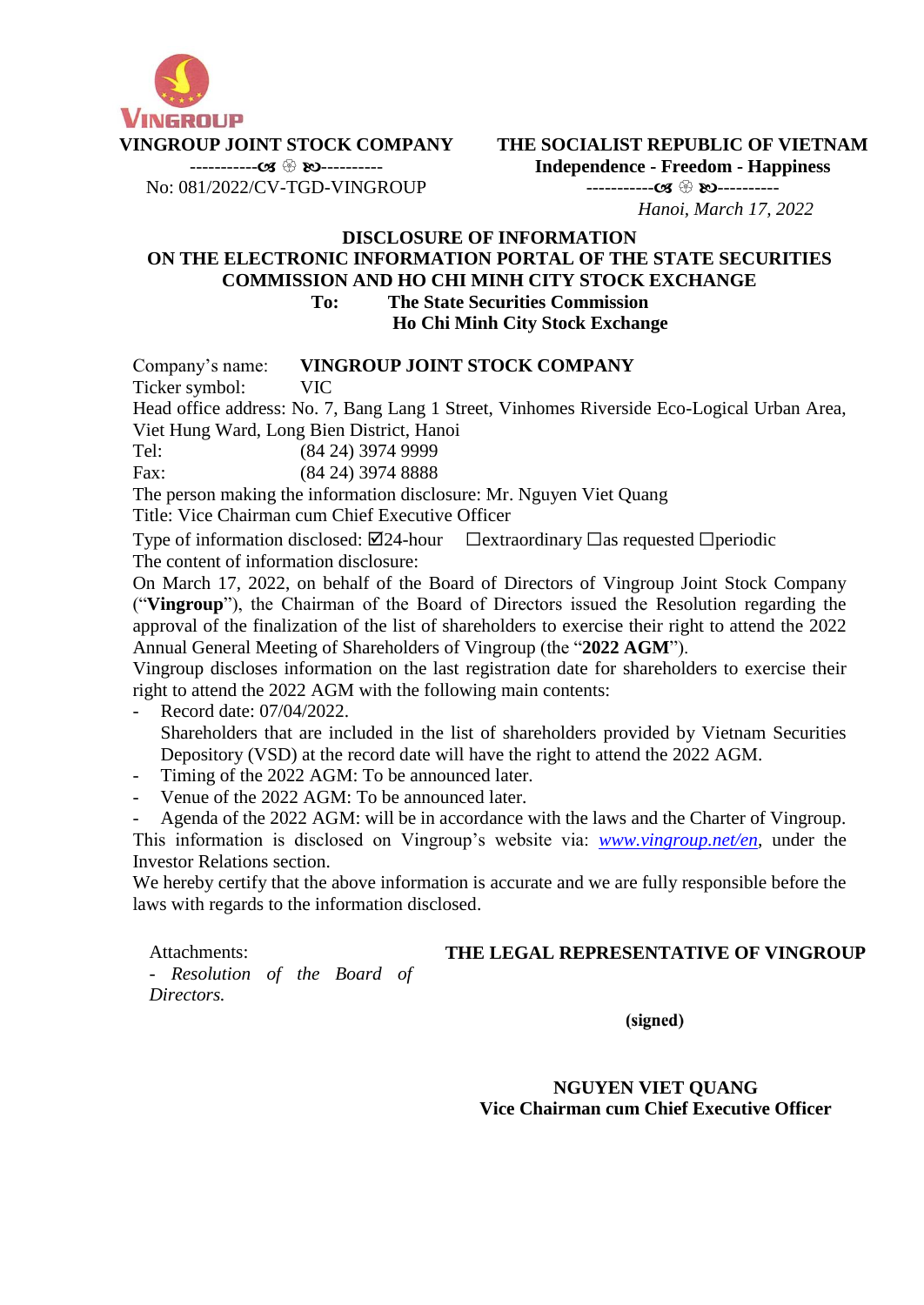VINGROUP

**VINGROUP JOINT STOCK COMPANY**

-----------☙ ❀ ❧----------

No: 081/2022/CV-TGD-VINGROUP

**THE SOCIALIST REPUBLIC OF VIETNAM**

**Independence - Freedom - Happiness**

-----------☙ ❀ ❧----------

*Hanoi, March 17, 2022*

**DISCLOSURE OF INFORMATION**
**ON THE ELECTRONIC INFORMATION PORTAL OF THE STATE SECURITIES COMMISSION AND HO CHI MINH CITY STOCK EXCHANGE**

**To: The State Securities Commission**
**Ho Chi Minh City Stock Exchange**

Company's name: **VINGROUP JOINT STOCK COMPANY**
Ticker symbol: VIC
Head office address: No. 7, Bang Lang 1 Street, Vinhomes Riverside Eco-Logical Urban Area, Viet Hung Ward, Long Bien District, Hanoi
Tel: (84 24) 3974 9999
Fax: (84 24) 3974 8888
The person making the information disclosure: Mr. Nguyen Viet Quang
Title: Vice Chairman cum Chief Executive Officer
Type of information disclosed: ☑24-hour ☐extraordinary ☐as requested ☐periodic
The content of information disclosure:

On March 17, 2022, on behalf of the Board of Directors of Vingroup Joint Stock Company ("**Vingroup**"), the Chairman of the Board of Directors issued the Resolution regarding the approval of the finalization of the list of shareholders to exercise their right to attend the 2022 Annual General Meeting of Shareholders of Vingroup (the "**2022 AGM**").

Vingroup discloses information on the last registration date for shareholders to exercise their right to attend the 2022 AGM with the following main contents:

- Record date: 07/04/2022.
  Shareholders that are included in the list of shareholders provided by Vietnam Securities Depository (VSD) at the record date will have the right to attend the 2022 AGM.
- Timing of the 2022 AGM: To be announced later.
- Venue of the 2022 AGM: To be announced later.
- Agenda of the 2022 AGM: will be in accordance with the laws and the Charter of Vingroup.

This information is disclosed on Vingroup's website via: [www.vingroup.net/en](www.vingroup.net/en), under the Investor Relations section.

We hereby certify that the above information is accurate and we are fully responsible before the laws with regards to the information disclosed.

Attachments:
*- Resolution of the Board of Directors.*

**THE LEGAL REPRESENTATIVE OF VINGROUP**

**(signed)**

**NGUYEN VIET QUANG**
**Vice Chairman cum Chief Executive Officer**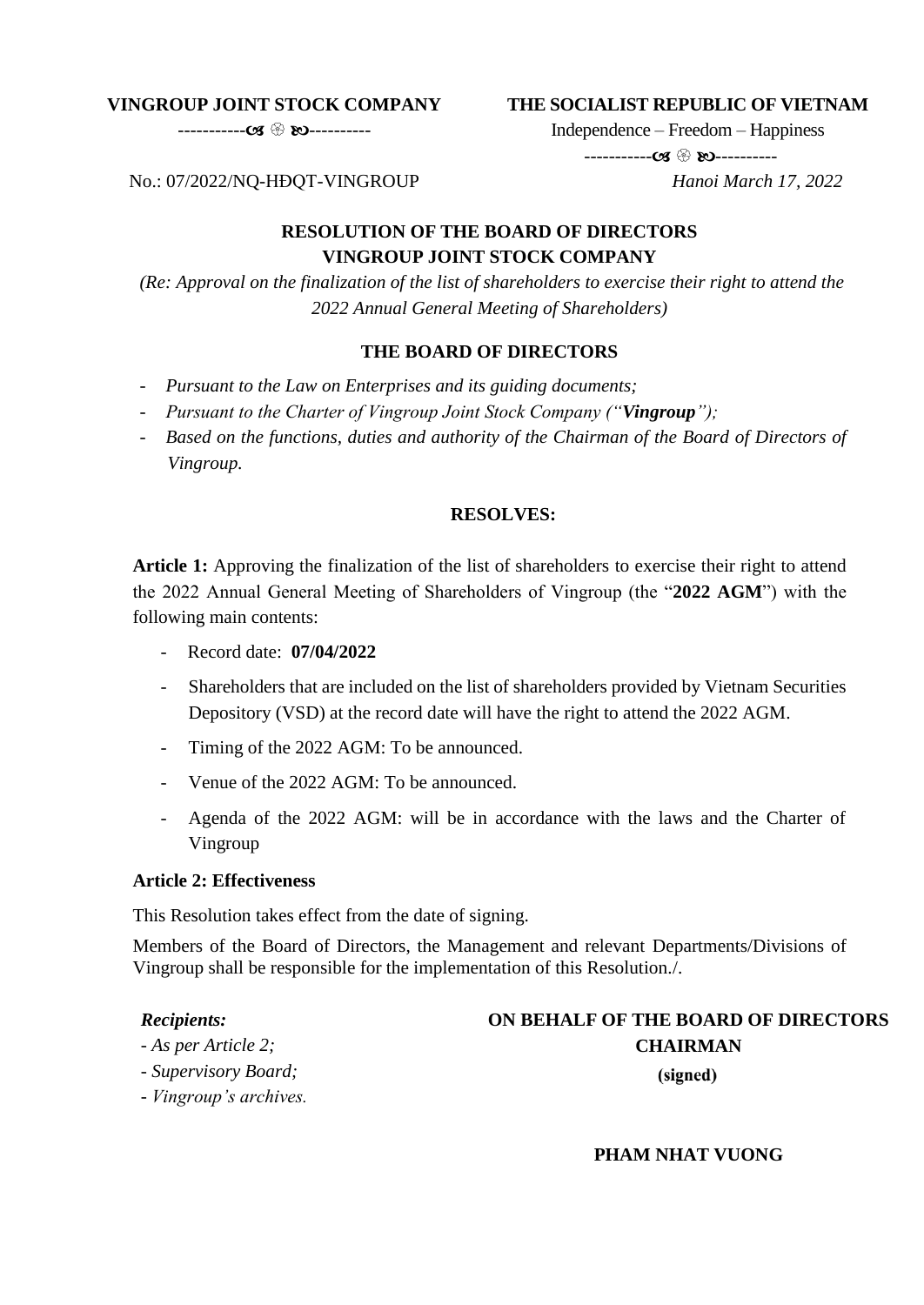**VINGROUP JOINT STOCK COMPANY**

-----------ঔ ✿ ঔ----------

**THE SOCIALIST REPUBLIC OF VIETNAM**

Independence – Freedom – Happiness

-----------ঔ ✿ ঔ----------

No.: 07/2022/NQ-HĐQT-VINGROUP

*Hanoi March 17, 2022*

# RESOLUTION OF THE BOARD OF DIRECTORS
# VINGROUP JOINT STOCK COMPANY

*(Re: Approval on the finalization of the list of shareholders to exercise their right to attend the 2022 Annual General Meeting of Shareholders)*

## THE BOARD OF DIRECTORS

- *Pursuant to the Law on Enterprises and its guiding documents;*
- *Pursuant to the Charter of Vingroup Joint Stock Company ("**Vingroup**");*
- *Based on the functions, duties and authority of the Chairman of the Board of Directors of Vingroup.*

## RESOLVES:

**Article 1:** Approving the finalization of the list of shareholders to exercise their right to attend the 2022 Annual General Meeting of Shareholders of Vingroup (the "**2022 AGM**") with the following main contents:

- Record date: **07/04/2022**
- Shareholders that are included on the list of shareholders provided by Vietnam Securities Depository (VSD) at the record date will have the right to attend the 2022 AGM.
- Timing of the 2022 AGM: To be announced.
- Venue of the 2022 AGM: To be announced.
- Agenda of the 2022 AGM: will be in accordance with the laws and the Charter of Vingroup

**Article 2: Effectiveness**

This Resolution takes effect from the date of signing.

Members of the Board of Directors, the Management and relevant Departments/Divisions of Vingroup shall be responsible for the implementation of this Resolution./.

***Recipients:***

- *As per Article 2;*
- *Supervisory Board;*
- *Vingroup's archives.*

**ON BEHALF OF THE BOARD OF DIRECTORS**

**CHAIRMAN**

**(signed)**

**PHAM NHAT VUONG**